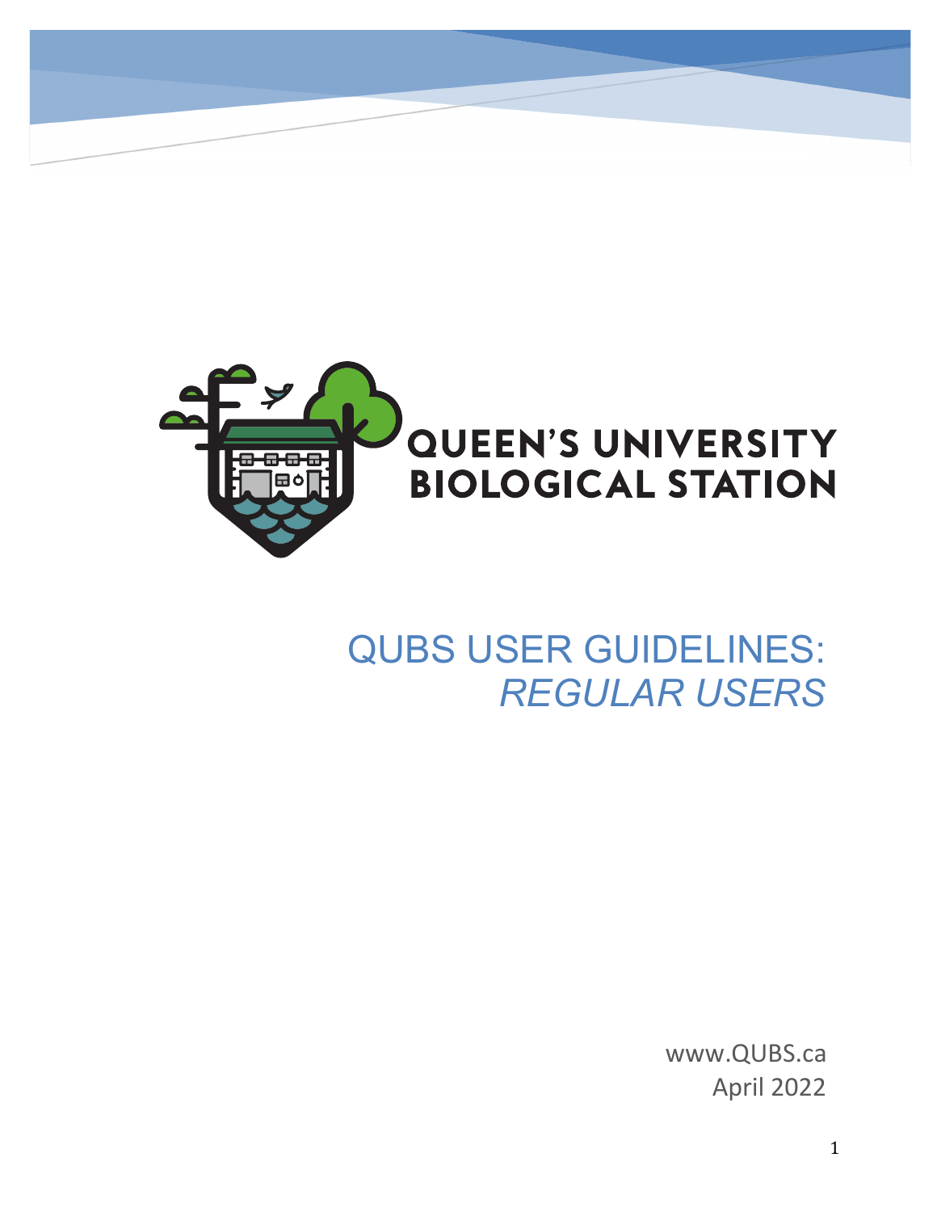QUEEN'S UNIVERSITY BIOLOGICAL STATION

# QUBS USER GUIDELINES: *REGULAR USERS*

www.QUBS.ca

April 2022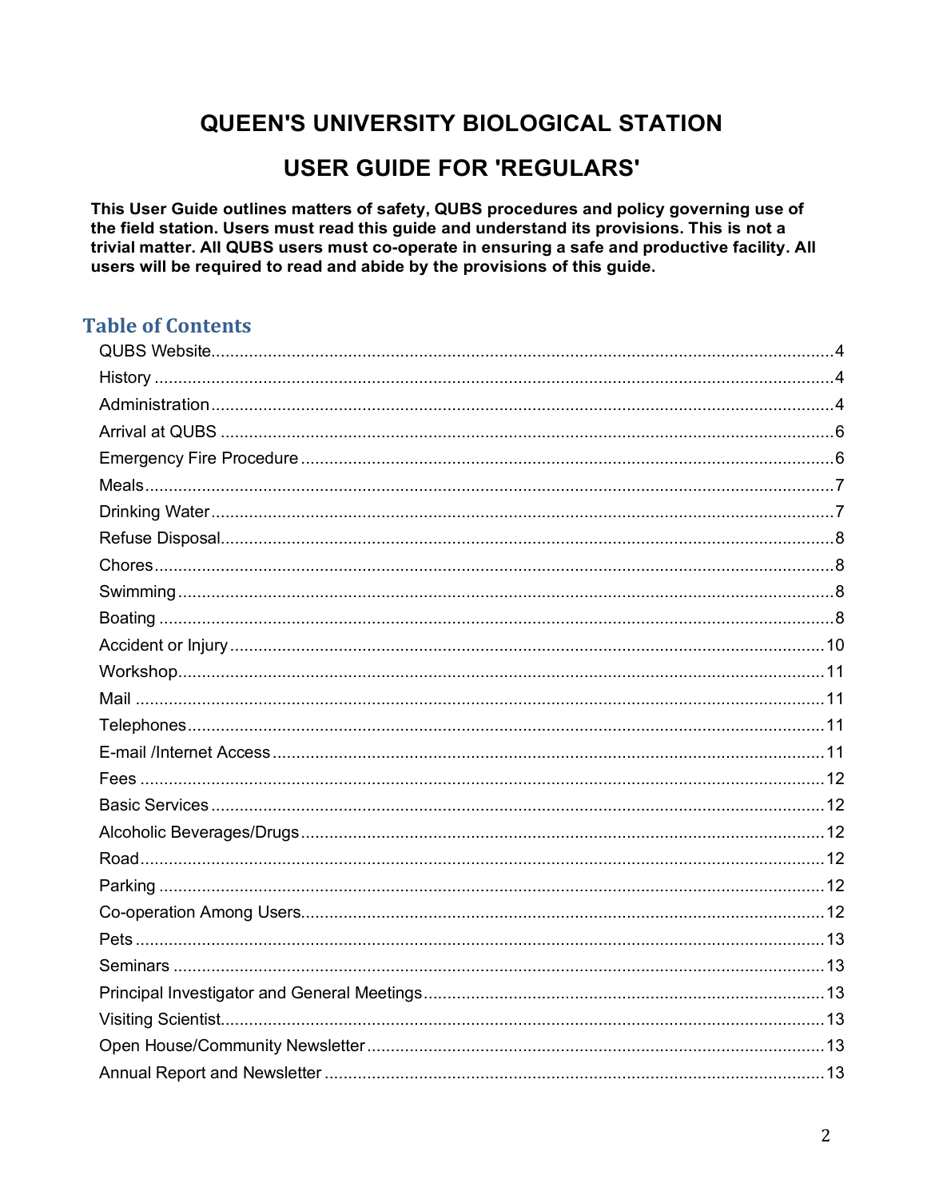# QUEEN'S UNIVERSITY BIOLOGICAL STATION

## USER GUIDE FOR 'REGULARS'

**This User Guide outlines matters of safety, QUBS procedures and policy governing use of the field station. Users must read this guide and understand its provisions. This is not a trivial matter. All QUBS users must co-operate in ensuring a safe and productive facility. All users will be required to read and abide by the provisions of this guide.**

## Table of Contents

- QUBS Website....4
- History....4
- Administration....4
- Arrival at QUBS....6
- Emergency Fire Procedure....6
- Meals....7
- Drinking Water....7
- Refuse Disposal....8
- Chores....8
- Swimming....8
- Boating....8
- Accident or Injury....10
- Workshop....11
- Mail....11
- Telephones....11
- E-mail /Internet Access....11
- Fees....12
- Basic Services....12
- Alcoholic Beverages/Drugs....12
- Road....12
- Parking....12
- Co-operation Among Users....12
- Pets....13
- Seminars....13
- Principal Investigator and General Meetings....13
- Visiting Scientist....13
- Open House/Community Newsletter....13
- Annual Report and Newsletter....13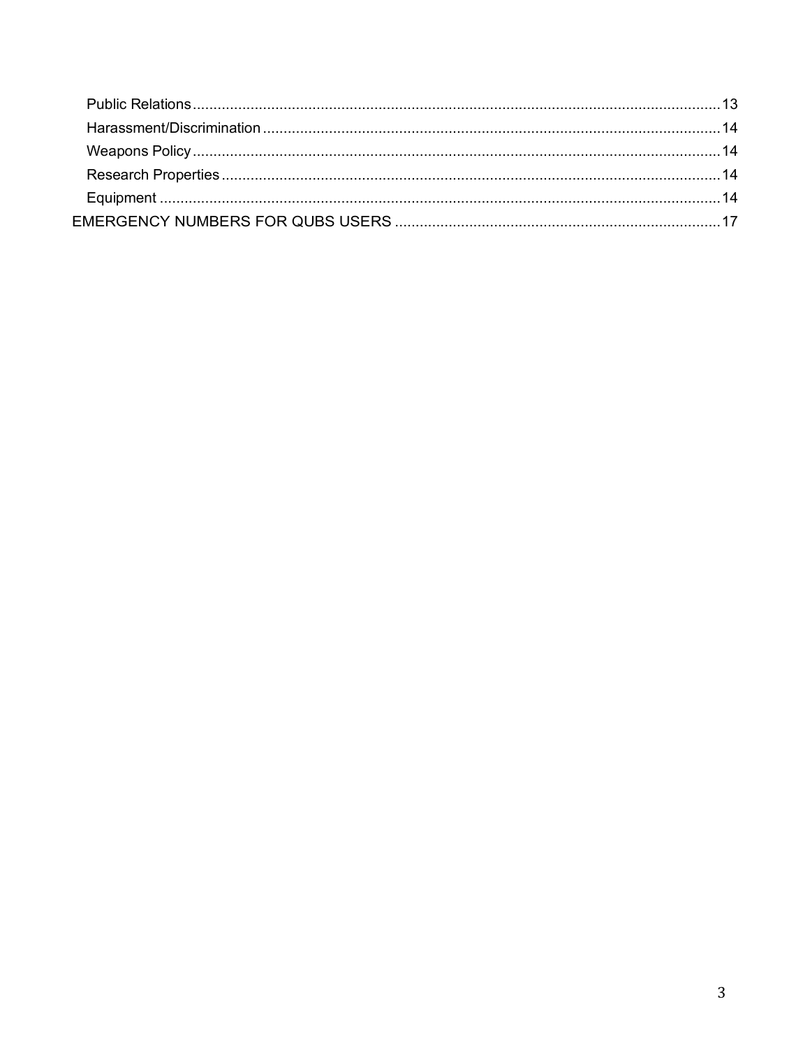Public Relations ..... 13
Harassment/Discrimination ..... 14
Weapons Policy ..... 14
Research Properties ..... 14
Equipment ..... 14

EMERGENCY NUMBERS FOR QUBS USERS ..... 17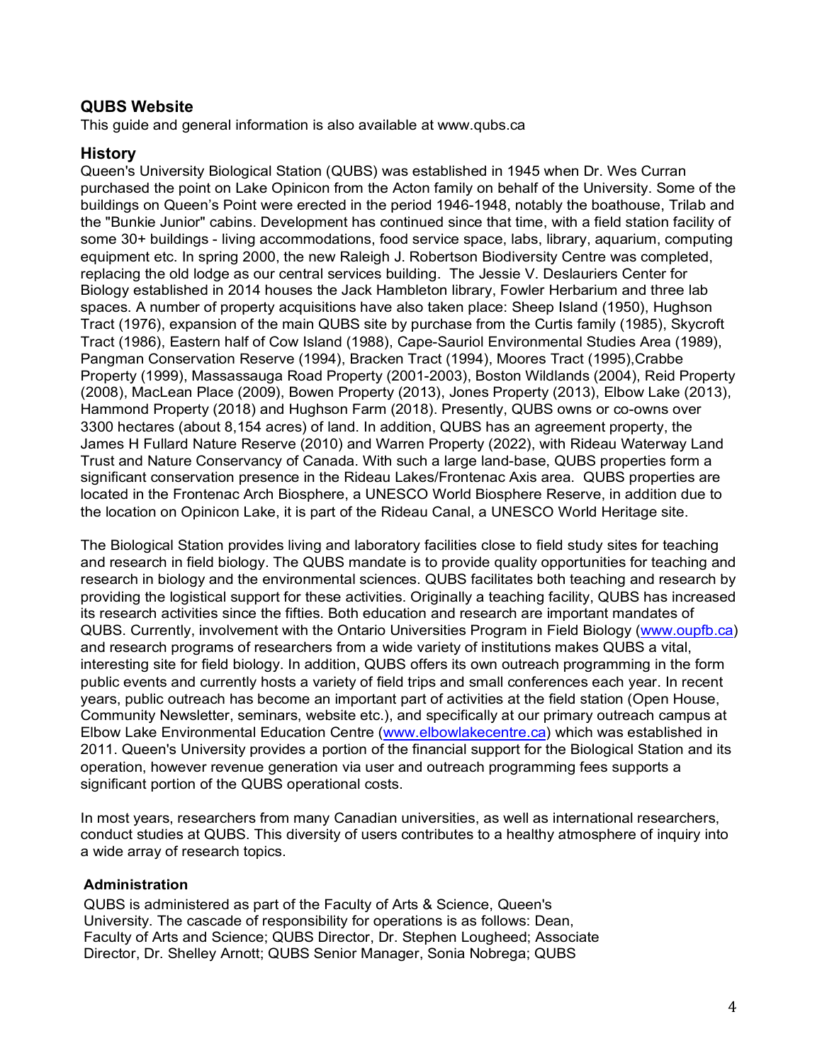## QUBS Website

This guide and general information is also available at www.qubs.ca

## History

Queen's University Biological Station (QUBS) was established in 1945 when Dr. Wes Curran purchased the point on Lake Opinicon from the Acton family on behalf of the University. Some of the buildings on Queen's Point were erected in the period 1946-1948, notably the boathouse, Trilab and the "Bunkie Junior" cabins. Development has continued since that time, with a field station facility of some 30+ buildings - living accommodations, food service space, labs, library, aquarium, computing equipment etc. In spring 2000, the new Raleigh J. Robertson Biodiversity Centre was completed, replacing the old lodge as our central services building. The Jessie V. Deslauriers Center for Biology established in 2014 houses the Jack Hambleton library, Fowler Herbarium and three lab spaces. A number of property acquisitions have also taken place: Sheep Island (1950), Hughson Tract (1976), expansion of the main QUBS site by purchase from the Curtis family (1985), Skycroft Tract (1986), Eastern half of Cow Island (1988), Cape-Sauriol Environmental Studies Area (1989), Pangman Conservation Reserve (1994), Bracken Tract (1994), Moores Tract (1995),Crabbe Property (1999), Massassauga Road Property (2001-2003), Boston Wildlands (2004), Reid Property (2008), MacLean Place (2009), Bowen Property (2013), Jones Property (2013), Elbow Lake (2013), Hammond Property (2018) and Hughson Farm (2018). Presently, QUBS owns or co-owns over 3300 hectares (about 8,154 acres) of land. In addition, QUBS has an agreement property, the James H Fullard Nature Reserve (2010) and Warren Property (2022), with Rideau Waterway Land Trust and Nature Conservancy of Canada. With such a large land-base, QUBS properties form a significant conservation presence in the Rideau Lakes/Frontenac Axis area. QUBS properties are located in the Frontenac Arch Biosphere, a UNESCO World Biosphere Reserve, in addition due to the location on Opinicon Lake, it is part of the Rideau Canal, a UNESCO World Heritage site.

The Biological Station provides living and laboratory facilities close to field study sites for teaching and research in field biology. The QUBS mandate is to provide quality opportunities for teaching and research in biology and the environmental sciences. QUBS facilitates both teaching and research by providing the logistical support for these activities. Originally a teaching facility, QUBS has increased its research activities since the fifties. Both education and research are important mandates of QUBS. Currently, involvement with the Ontario Universities Program in Field Biology ([www.oupfb.ca](www.oupfb.ca)) and research programs of researchers from a wide variety of institutions makes QUBS a vital, interesting site for field biology. In addition, QUBS offers its own outreach programming in the form public events and currently hosts a variety of field trips and small conferences each year. In recent years, public outreach has become an important part of activities at the field station (Open House, Community Newsletter, seminars, website etc.), and specifically at our primary outreach campus at Elbow Lake Environmental Education Centre ([www.elbowlakecentre.ca](www.elbowlakecentre.ca)) which was established in 2011. Queen's University provides a portion of the financial support for the Biological Station and its operation, however revenue generation via user and outreach programming fees supports a significant portion of the QUBS operational costs.

In most years, researchers from many Canadian universities, as well as international researchers, conduct studies at QUBS. This diversity of users contributes to a healthy atmosphere of inquiry into a wide array of research topics.

### Administration

QUBS is administered as part of the Faculty of Arts & Science, Queen's University. The cascade of responsibility for operations is as follows: Dean, Faculty of Arts and Science; QUBS Director, Dr. Stephen Lougheed; Associate Director, Dr. Shelley Arnott; QUBS Senior Manager, Sonia Nobrega; QUBS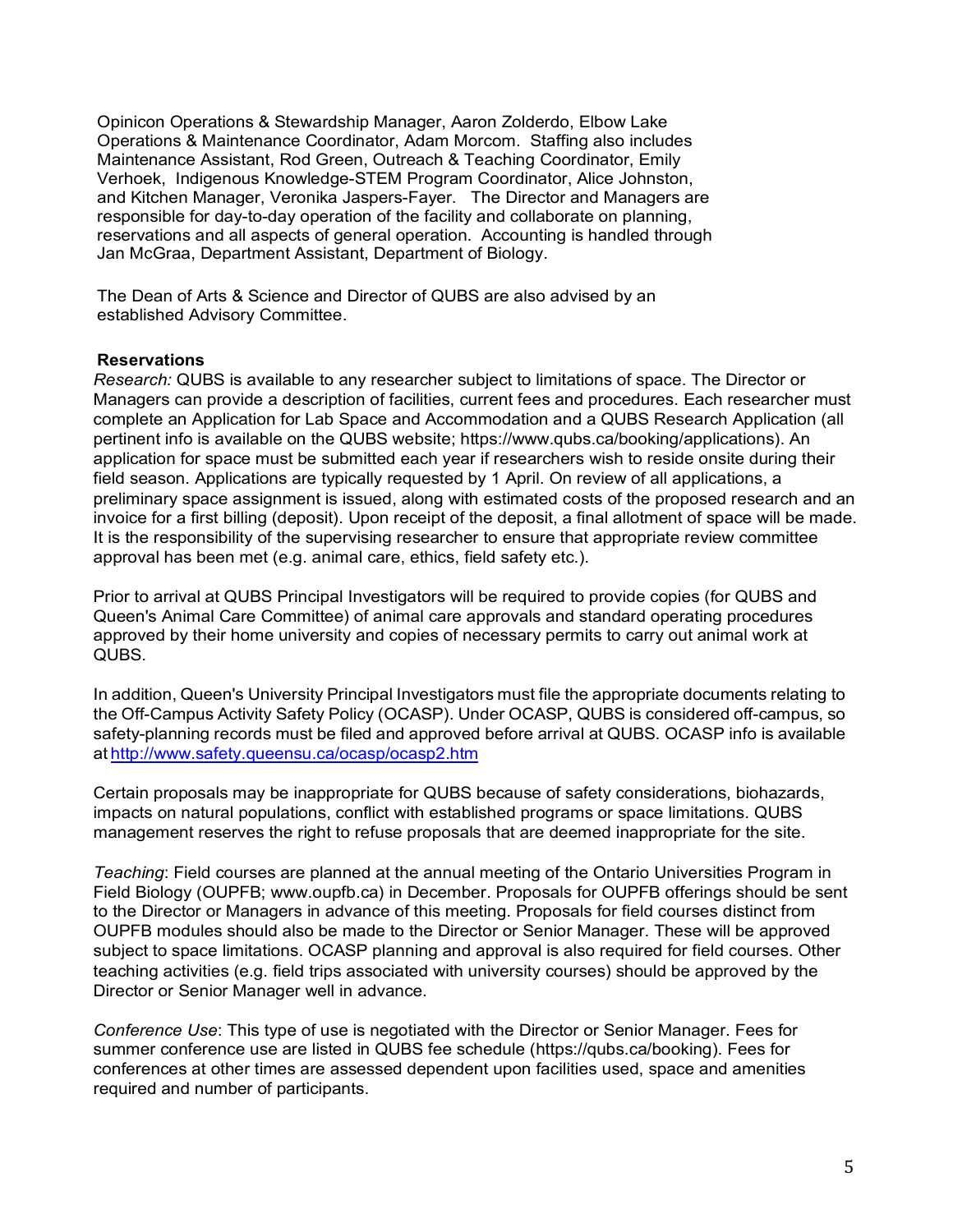Opinicon Operations & Stewardship Manager, Aaron Zolderdo, Elbow Lake Operations & Maintenance Coordinator, Adam Morcom. Staffing also includes Maintenance Assistant, Rod Green, Outreach & Teaching Coordinator, Emily Verhoek, Indigenous Knowledge-STEM Program Coordinator, Alice Johnston, and Kitchen Manager, Veronika Jaspers-Fayer. The Director and Managers are responsible for day-to-day operation of the facility and collaborate on planning, reservations and all aspects of general operation. Accounting is handled through Jan McGraa, Department Assistant, Department of Biology.

The Dean of Arts & Science and Director of QUBS are also advised by an established Advisory Committee.

**Reservations**

*Research:* QUBS is available to any researcher subject to limitations of space. The Director or Managers can provide a description of facilities, current fees and procedures. Each researcher must complete an Application for Lab Space and Accommodation and a QUBS Research Application (all pertinent info is available on the QUBS website; https://www.qubs.ca/booking/applications). An application for space must be submitted each year if researchers wish to reside onsite during their field season. Applications are typically requested by 1 April. On review of all applications, a preliminary space assignment is issued, along with estimated costs of the proposed research and an invoice for a first billing (deposit). Upon receipt of the deposit, a final allotment of space will be made. It is the responsibility of the supervising researcher to ensure that appropriate review committee approval has been met (e.g. animal care, ethics, field safety etc.).

Prior to arrival at QUBS Principal Investigators will be required to provide copies (for QUBS and Queen's Animal Care Committee) of animal care approvals and standard operating procedures approved by their home university and copies of necessary permits to carry out animal work at QUBS.

In addition, Queen's University Principal Investigators must file the appropriate documents relating to the Off-Campus Activity Safety Policy (OCASP). Under OCASP, QUBS is considered off-campus, so safety-planning records must be filed and approved before arrival at QUBS. OCASP info is available at [http://www.safety.queensu.ca/ocasp/ocasp2.htm](http://www.safety.queensu.ca/ocasp/ocasp2.htm)

Certain proposals may be inappropriate for QUBS because of safety considerations, biohazards, impacts on natural populations, conflict with established programs or space limitations. QUBS management reserves the right to refuse proposals that are deemed inappropriate for the site.

*Teaching*: Field courses are planned at the annual meeting of the Ontario Universities Program in Field Biology (OUPFB; www.oupfb.ca) in December. Proposals for OUPFB offerings should be sent to the Director or Managers in advance of this meeting. Proposals for field courses distinct from OUPFB modules should also be made to the Director or Senior Manager. These will be approved subject to space limitations. OCASP planning and approval is also required for field courses. Other teaching activities (e.g. field trips associated with university courses) should be approved by the Director or Senior Manager well in advance.

*Conference Use*: This type of use is negotiated with the Director or Senior Manager. Fees for summer conference use are listed in QUBS fee schedule (https://qubs.ca/booking). Fees for conferences at other times are assessed dependent upon facilities used, space and amenities required and number of participants.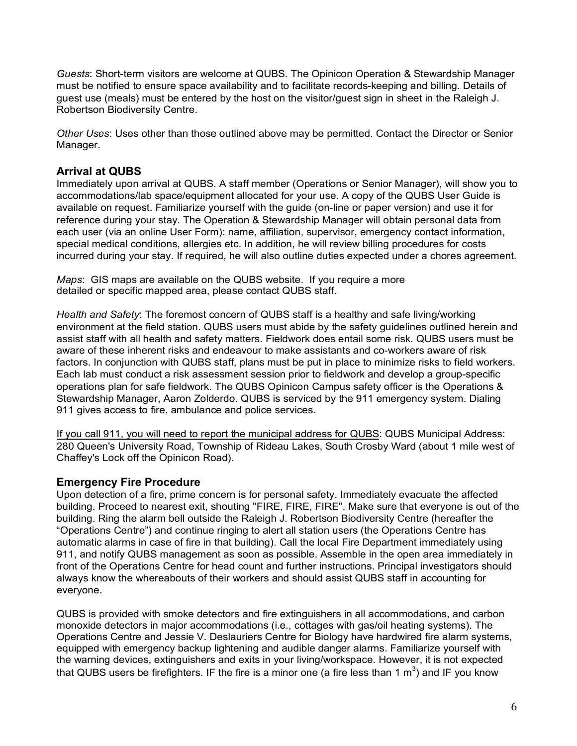*Guests*: Short-term visitors are welcome at QUBS. The Opinicon Operation & Stewardship Manager must be notified to ensure space availability and to facilitate records-keeping and billing. Details of guest use (meals) must be entered by the host on the visitor/guest sign in sheet in the Raleigh J. Robertson Biodiversity Centre.

*Other Uses*: Uses other than those outlined above may be permitted. Contact the Director or Senior Manager.

## Arrival at QUBS

Immediately upon arrival at QUBS. A staff member (Operations or Senior Manager), will show you to accommodations/lab space/equipment allocated for your use. A copy of the QUBS User Guide is available on request. Familiarize yourself with the guide (on-line or paper version) and use it for reference during your stay. The Operation & Stewardship Manager will obtain personal data from each user (via an online User Form): name, affiliation, supervisor, emergency contact information, special medical conditions, allergies etc. In addition, he will review billing procedures for costs incurred during your stay. If required, he will also outline duties expected under a chores agreement.

*Maps*: GIS maps are available on the QUBS website. If you require a more detailed or specific mapped area, please contact QUBS staff.

*Health and Safety*: The foremost concern of QUBS staff is a healthy and safe living/working environment at the field station. QUBS users must abide by the safety guidelines outlined herein and assist staff with all health and safety matters. Fieldwork does entail some risk. QUBS users must be aware of these inherent risks and endeavour to make assistants and co-workers aware of risk factors. In conjunction with QUBS staff, plans must be put in place to minimize risks to field workers. Each lab must conduct a risk assessment session prior to fieldwork and develop a group-specific operations plan for safe fieldwork. The QUBS Opinicon Campus safety officer is the Operations & Stewardship Manager, Aaron Zolderdo. QUBS is serviced by the 911 emergency system. Dialing 911 gives access to fire, ambulance and police services.

<u>If you call 911, you will need to report the municipal address for QUBS</u>: QUBS Municipal Address: 280 Queen's University Road, Township of Rideau Lakes, South Crosby Ward (about 1 mile west of Chaffey's Lock off the Opinicon Road).

## Emergency Fire Procedure

Upon detection of a fire, prime concern is for personal safety. Immediately evacuate the affected building. Proceed to nearest exit, shouting "FIRE, FIRE, FIRE". Make sure that everyone is out of the building. Ring the alarm bell outside the Raleigh J. Robertson Biodiversity Centre (hereafter the "Operations Centre") and continue ringing to alert all station users (the Operations Centre has automatic alarms in case of fire in that building). Call the local Fire Department immediately using 911, and notify QUBS management as soon as possible. Assemble in the open area immediately in front of the Operations Centre for head count and further instructions. Principal investigators should always know the whereabouts of their workers and should assist QUBS staff in accounting for everyone.

QUBS is provided with smoke detectors and fire extinguishers in all accommodations, and carbon monoxide detectors in major accommodations (i.e., cottages with gas/oil heating systems). The Operations Centre and Jessie V. Deslauriers Centre for Biology have hardwired fire alarm systems, equipped with emergency backup lightening and audible danger alarms. Familiarize yourself with the warning devices, extinguishers and exits in your living/workspace. However, it is not expected that QUBS users be firefighters. IF the fire is a minor one (a fire less than 1 $m^3$) and IF you know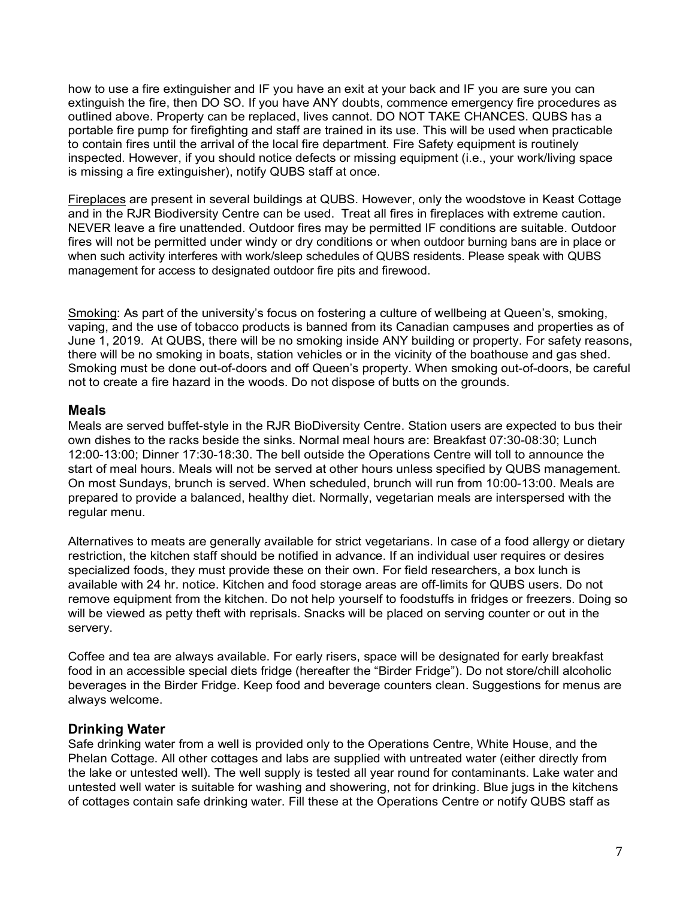how to use a fire extinguisher and IF you have an exit at your back and IF you are sure you can extinguish the fire, then DO SO. If you have ANY doubts, commence emergency fire procedures as outlined above. Property can be replaced, lives cannot. DO NOT TAKE CHANCES. QUBS has a portable fire pump for firefighting and staff are trained in its use. This will be used when practicable to contain fires until the arrival of the local fire department. Fire Safety equipment is routinely inspected. However, if you should notice defects or missing equipment (i.e., your work/living space is missing a fire extinguisher), notify QUBS staff at once.

Fireplaces are present in several buildings at QUBS. However, only the woodstove in Keast Cottage and in the RJR Biodiversity Centre can be used. Treat all fires in fireplaces with extreme caution. NEVER leave a fire unattended. Outdoor fires may be permitted IF conditions are suitable. Outdoor fires will not be permitted under windy or dry conditions or when outdoor burning bans are in place or when such activity interferes with work/sleep schedules of QUBS residents. Please speak with QUBS management for access to designated outdoor fire pits and firewood.

Smoking: As part of the university's focus on fostering a culture of wellbeing at Queen's, smoking, vaping, and the use of tobacco products is banned from its Canadian campuses and properties as of June 1, 2019. At QUBS, there will be no smoking inside ANY building or property. For safety reasons, there will be no smoking in boats, station vehicles or in the vicinity of the boathouse and gas shed. Smoking must be done out-of-doors and off Queen's property. When smoking out-of-doors, be careful not to create a fire hazard in the woods. Do not dispose of butts on the grounds.

## Meals

Meals are served buffet-style in the RJR BioDiversity Centre. Station users are expected to bus their own dishes to the racks beside the sinks. Normal meal hours are: Breakfast 07:30-08:30; Lunch 12:00-13:00; Dinner 17:30-18:30. The bell outside the Operations Centre will toll to announce the start of meal hours. Meals will not be served at other hours unless specified by QUBS management. On most Sundays, brunch is served. When scheduled, brunch will run from 10:00-13:00. Meals are prepared to provide a balanced, healthy diet. Normally, vegetarian meals are interspersed with the regular menu.

Alternatives to meats are generally available for strict vegetarians. In case of a food allergy or dietary restriction, the kitchen staff should be notified in advance. If an individual user requires or desires specialized foods, they must provide these on their own. For field researchers, a box lunch is available with 24 hr. notice. Kitchen and food storage areas are off-limits for QUBS users. Do not remove equipment from the kitchen. Do not help yourself to foodstuffs in fridges or freezers. Doing so will be viewed as petty theft with reprisals. Snacks will be placed on serving counter or out in the servery.

Coffee and tea are always available. For early risers, space will be designated for early breakfast food in an accessible special diets fridge (hereafter the "Birder Fridge"). Do not store/chill alcoholic beverages in the Birder Fridge. Keep food and beverage counters clean. Suggestions for menus are always welcome.

## Drinking Water

Safe drinking water from a well is provided only to the Operations Centre, White House, and the Phelan Cottage. All other cottages and labs are supplied with untreated water (either directly from the lake or untested well). The well supply is tested all year round for contaminants. Lake water and untested well water is suitable for washing and showering, not for drinking. Blue jugs in the kitchens of cottages contain safe drinking water. Fill these at the Operations Centre or notify QUBS staff as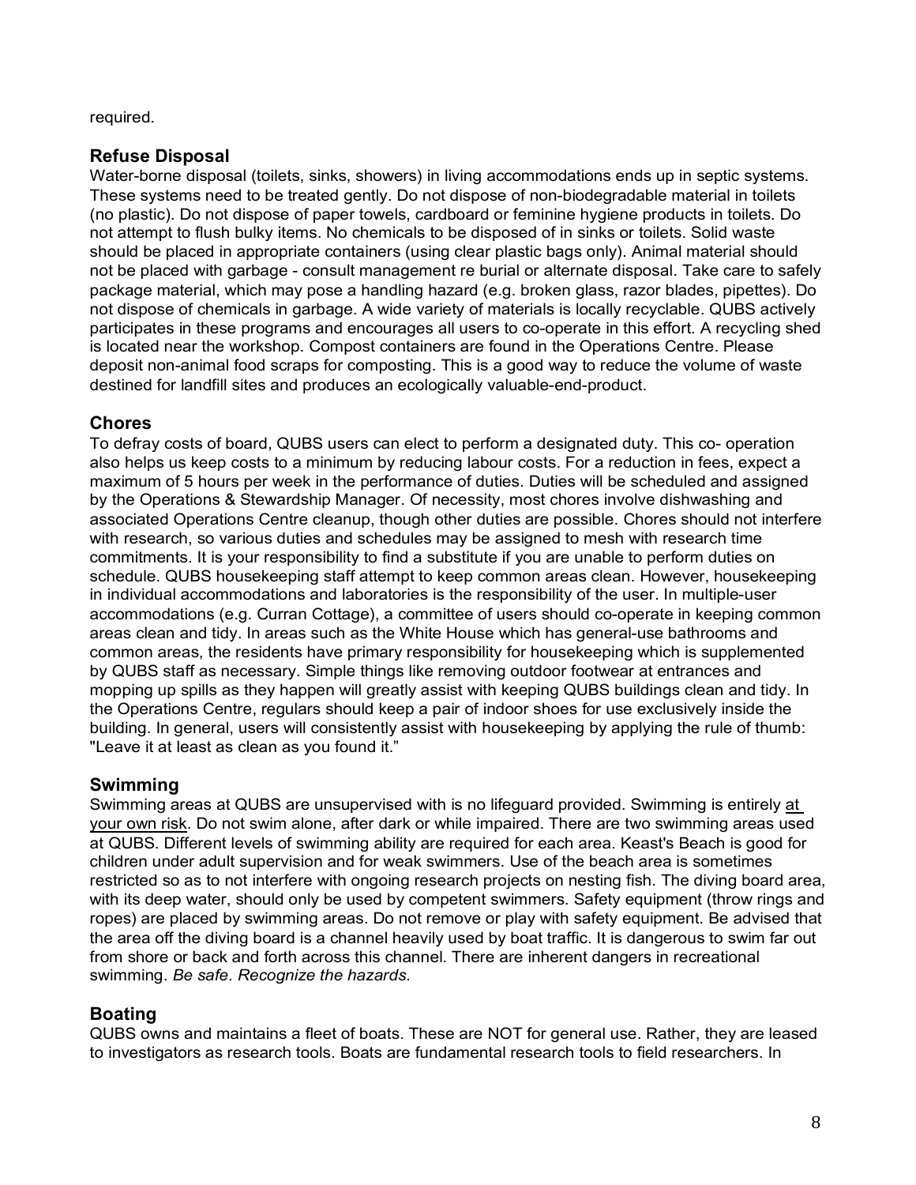required.

## Refuse Disposal

Water-borne disposal (toilets, sinks, showers) in living accommodations ends up in septic systems. These systems need to be treated gently. Do not dispose of non-biodegradable material in toilets (no plastic). Do not dispose of paper towels, cardboard or feminine hygiene products in toilets. Do not attempt to flush bulky items. No chemicals to be disposed of in sinks or toilets. Solid waste should be placed in appropriate containers (using clear plastic bags only). Animal material should not be placed with garbage - consult management re burial or alternate disposal. Take care to safely package material, which may pose a handling hazard (e.g. broken glass, razor blades, pipettes). Do not dispose of chemicals in garbage. A wide variety of materials is locally recyclable. QUBS actively participates in these programs and encourages all users to co-operate in this effort. A recycling shed is located near the workshop. Compost containers are found in the Operations Centre. Please deposit non-animal food scraps for composting. This is a good way to reduce the volume of waste destined for landfill sites and produces an ecologically valuable-end-product.

## Chores

To defray costs of board, QUBS users can elect to perform a designated duty. This co- operation also helps us keep costs to a minimum by reducing labour costs. For a reduction in fees, expect a maximum of 5 hours per week in the performance of duties. Duties will be scheduled and assigned by the Operations & Stewardship Manager. Of necessity, most chores involve dishwashing and associated Operations Centre cleanup, though other duties are possible. Chores should not interfere with research, so various duties and schedules may be assigned to mesh with research time commitments. It is your responsibility to find a substitute if you are unable to perform duties on schedule. QUBS housekeeping staff attempt to keep common areas clean. However, housekeeping in individual accommodations and laboratories is the responsibility of the user. In multiple-user accommodations (e.g. Curran Cottage), a committee of users should co-operate in keeping common areas clean and tidy. In areas such as the White House which has general-use bathrooms and common areas, the residents have primary responsibility for housekeeping which is supplemented by QUBS staff as necessary. Simple things like removing outdoor footwear at entrances and mopping up spills as they happen will greatly assist with keeping QUBS buildings clean and tidy. In the Operations Centre, regulars should keep a pair of indoor shoes for use exclusively inside the building. In general, users will consistently assist with housekeeping by applying the rule of thumb: "Leave it at least as clean as you found it."

## Swimming

Swimming areas at QUBS are unsupervised with is no lifeguard provided. Swimming is entirely at your own risk. Do not swim alone, after dark or while impaired. There are two swimming areas used at QUBS. Different levels of swimming ability are required for each area. Keast's Beach is good for children under adult supervision and for weak swimmers. Use of the beach area is sometimes restricted so as to not interfere with ongoing research projects on nesting fish. The diving board area, with its deep water, should only be used by competent swimmers. Safety equipment (throw rings and ropes) are placed by swimming areas. Do not remove or play with safety equipment. Be advised that the area off the diving board is a channel heavily used by boat traffic. It is dangerous to swim far out from shore or back and forth across this channel. There are inherent dangers in recreational swimming. *Be safe. Recognize the hazards.*

## Boating

QUBS owns and maintains a fleet of boats. These are NOT for general use. Rather, they are leased to investigators as research tools. Boats are fundamental research tools to field researchers. In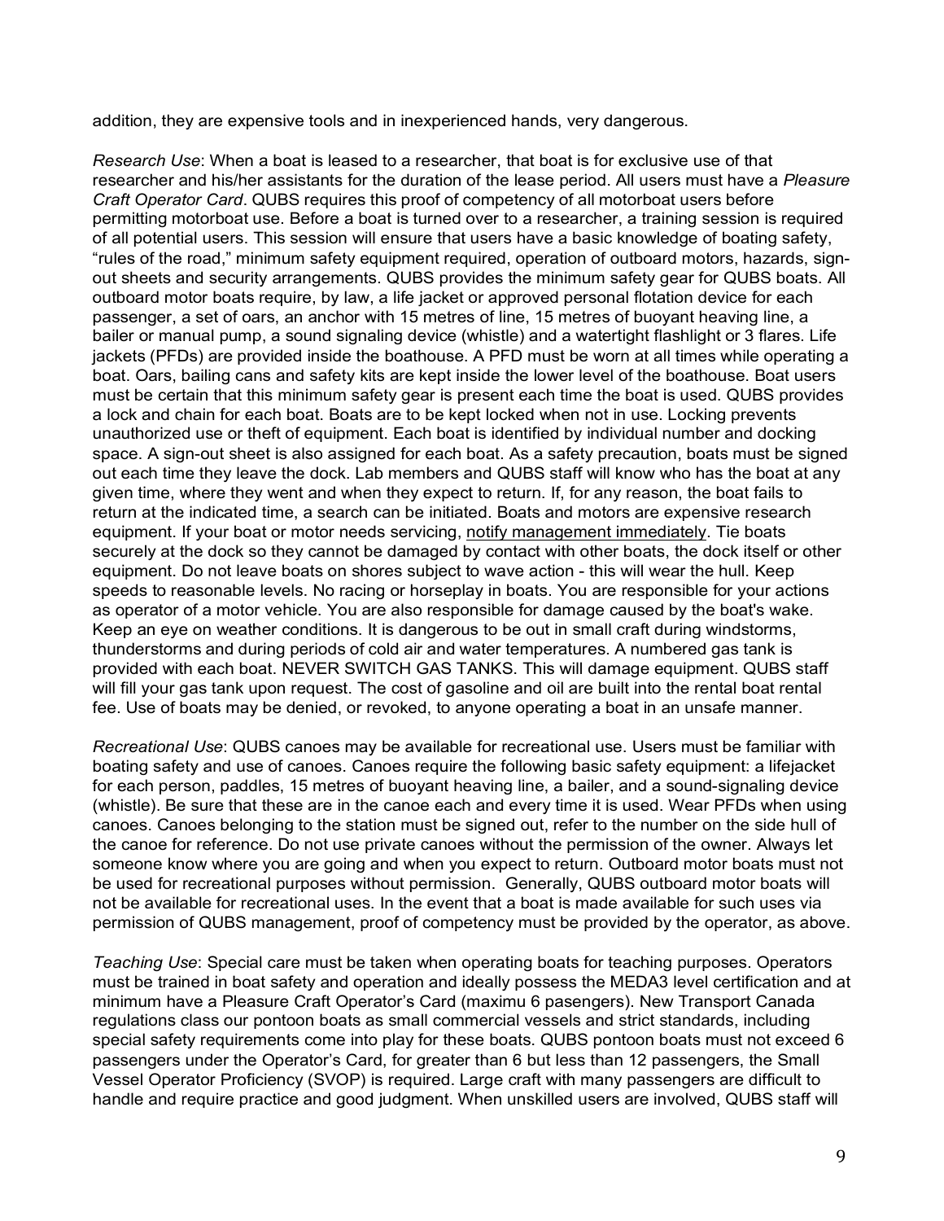addition, they are expensive tools and in inexperienced hands, very dangerous.

*Research Use*: When a boat is leased to a researcher, that boat is for exclusive use of that researcher and his/her assistants for the duration of the lease period. All users must have a *Pleasure Craft Operator Card*. QUBS requires this proof of competency of all motorboat users before permitting motorboat use. Before a boat is turned over to a researcher, a training session is required of all potential users. This session will ensure that users have a basic knowledge of boating safety, "rules of the road," minimum safety equipment required, operation of outboard motors, hazards, sign-out sheets and security arrangements. QUBS provides the minimum safety gear for QUBS boats. All outboard motor boats require, by law, a life jacket or approved personal flotation device for each passenger, a set of oars, an anchor with 15 metres of line, 15 metres of buoyant heaving line, a bailer or manual pump, a sound signaling device (whistle) and a watertight flashlight or 3 flares. Life jackets (PFDs) are provided inside the boathouse. A PFD must be worn at all times while operating a boat. Oars, bailing cans and safety kits are kept inside the lower level of the boathouse. Boat users must be certain that this minimum safety gear is present each time the boat is used. QUBS provides a lock and chain for each boat. Boats are to be kept locked when not in use. Locking prevents unauthorized use or theft of equipment. Each boat is identified by individual number and docking space. A sign-out sheet is also assigned for each boat. As a safety precaution, boats must be signed out each time they leave the dock. Lab members and QUBS staff will know who has the boat at any given time, where they went and when they expect to return. If, for any reason, the boat fails to return at the indicated time, a search can be initiated. Boats and motors are expensive research equipment. If your boat or motor needs servicing, <u>notify management immediately</u>. Tie boats securely at the dock so they cannot be damaged by contact with other boats, the dock itself or other equipment. Do not leave boats on shores subject to wave action - this will wear the hull. Keep speeds to reasonable levels. No racing or horseplay in boats. You are responsible for your actions as operator of a motor vehicle. You are also responsible for damage caused by the boat's wake. Keep an eye on weather conditions. It is dangerous to be out in small craft during windstorms, thunderstorms and during periods of cold air and water temperatures. A numbered gas tank is provided with each boat. NEVER SWITCH GAS TANKS. This will damage equipment. QUBS staff will fill your gas tank upon request. The cost of gasoline and oil are built into the rental boat rental fee. Use of boats may be denied, or revoked, to anyone operating a boat in an unsafe manner.

*Recreational Use*: QUBS canoes may be available for recreational use. Users must be familiar with boating safety and use of canoes. Canoes require the following basic safety equipment: a lifejacket for each person, paddles, 15 metres of buoyant heaving line, a bailer, and a sound-signaling device (whistle). Be sure that these are in the canoe each and every time it is used. Wear PFDs when using canoes. Canoes belonging to the station must be signed out, refer to the number on the side hull of the canoe for reference. Do not use private canoes without the permission of the owner. Always let someone know where you are going and when you expect to return. Outboard motor boats must not be used for recreational purposes without permission. Generally, QUBS outboard motor boats will not be available for recreational uses. In the event that a boat is made available for such uses via permission of QUBS management, proof of competency must be provided by the operator, as above.

*Teaching Use*: Special care must be taken when operating boats for teaching purposes. Operators must be trained in boat safety and operation and ideally possess the MEDA3 level certification and at minimum have a Pleasure Craft Operator's Card (maximu 6 pasengers). New Transport Canada regulations class our pontoon boats as small commercial vessels and strict standards, including special safety requirements come into play for these boats. QUBS pontoon boats must not exceed 6 passengers under the Operator's Card, for greater than 6 but less than 12 passengers, the Small Vessel Operator Proficiency (SVOP) is required. Large craft with many passengers are difficult to handle and require practice and good judgment. When unskilled users are involved, QUBS staff will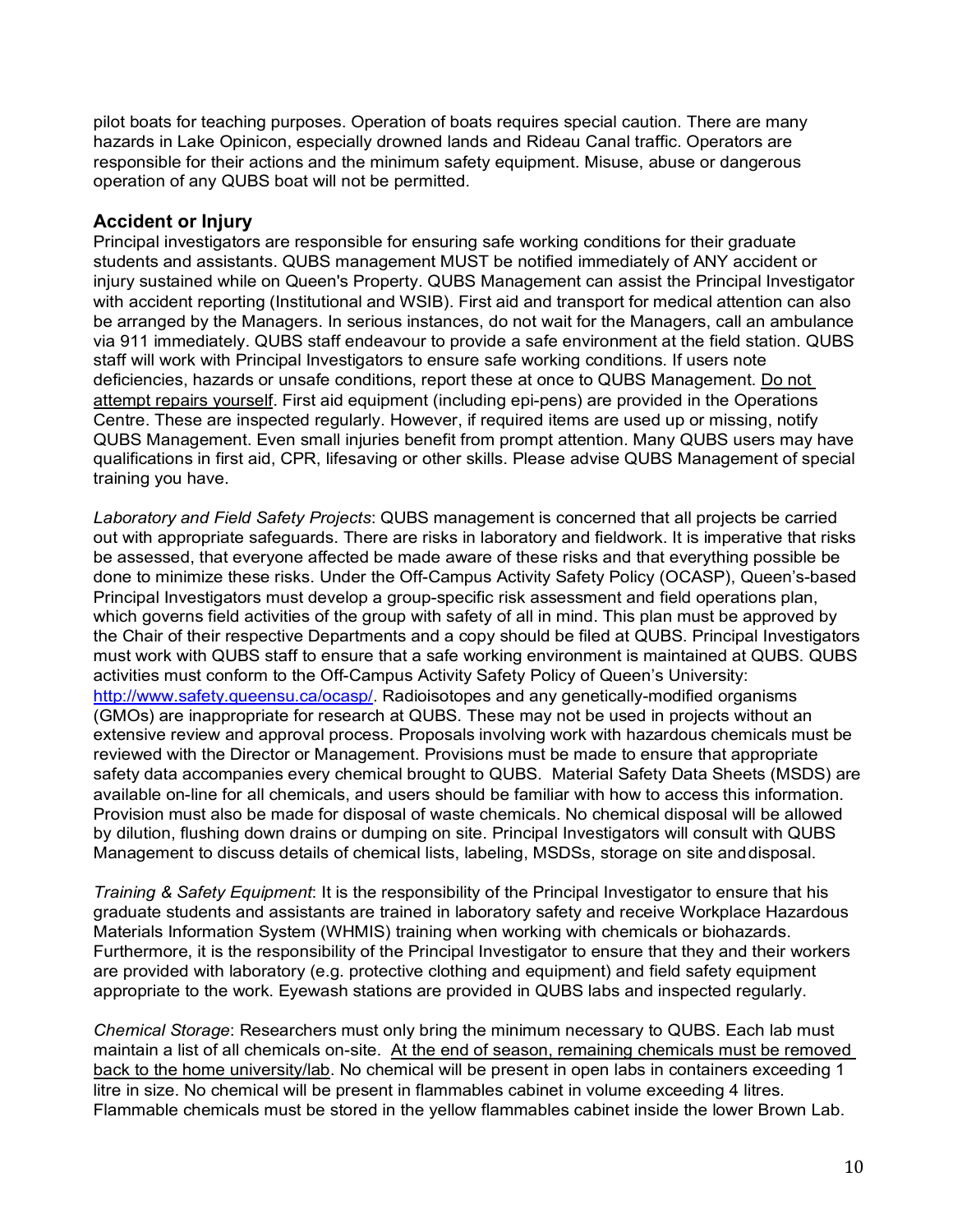pilot boats for teaching purposes. Operation of boats requires special caution. There are many hazards in Lake Opinicon, especially drowned lands and Rideau Canal traffic. Operators are responsible for their actions and the minimum safety equipment. Misuse, abuse or dangerous operation of any QUBS boat will not be permitted.

## Accident or Injury

Principal investigators are responsible for ensuring safe working conditions for their graduate students and assistants. QUBS management MUST be notified immediately of ANY accident or injury sustained while on Queen's Property. QUBS Management can assist the Principal Investigator with accident reporting (Institutional and WSIB). First aid and transport for medical attention can also be arranged by the Managers. In serious instances, do not wait for the Managers, call an ambulance via 911 immediately. QUBS staff endeavour to provide a safe environment at the field station. QUBS staff will work with Principal Investigators to ensure safe working conditions. If users note deficiencies, hazards or unsafe conditions, report these at once to QUBS Management. <u>Do not attempt repairs yourself</u>. First aid equipment (including epi-pens) are provided in the Operations Centre. These are inspected regularly. However, if required items are used up or missing, notify QUBS Management. Even small injuries benefit from prompt attention. Many QUBS users may have qualifications in first aid, CPR, lifesaving or other skills. Please advise QUBS Management of special training you have.

*Laboratory and Field Safety Projects*: QUBS management is concerned that all projects be carried out with appropriate safeguards. There are risks in laboratory and fieldwork. It is imperative that risks be assessed, that everyone affected be made aware of these risks and that everything possible be done to minimize these risks. Under the Off-Campus Activity Safety Policy (OCASP), Queen's-based Principal Investigators must develop a group-specific risk assessment and field operations plan, which governs field activities of the group with safety of all in mind. This plan must be approved by the Chair of their respective Departments and a copy should be filed at QUBS. Principal Investigators must work with QUBS staff to ensure that a safe working environment is maintained at QUBS. QUBS activities must conform to the Off-Campus Activity Safety Policy of Queen's University: http://www.safety.queensu.ca/ocasp/. Radioisotopes and any genetically-modified organisms (GMOs) are inappropriate for research at QUBS. These may not be used in projects without an extensive review and approval process. Proposals involving work with hazardous chemicals must be reviewed with the Director or Management. Provisions must be made to ensure that appropriate safety data accompanies every chemical brought to QUBS. Material Safety Data Sheets (MSDS) are available on-line for all chemicals, and users should be familiar with how to access this information. Provision must also be made for disposal of waste chemicals. No chemical disposal will be allowed by dilution, flushing down drains or dumping on site. Principal Investigators will consult with QUBS Management to discuss details of chemical lists, labeling, MSDSs, storage on site and disposal.

*Training & Safety Equipment*: It is the responsibility of the Principal Investigator to ensure that his graduate students and assistants are trained in laboratory safety and receive Workplace Hazardous Materials Information System (WHMIS) training when working with chemicals or biohazards. Furthermore, it is the responsibility of the Principal Investigator to ensure that they and their workers are provided with laboratory (e.g. protective clothing and equipment) and field safety equipment appropriate to the work. Eyewash stations are provided in QUBS labs and inspected regularly.

*Chemical Storage*: Researchers must only bring the minimum necessary to QUBS. Each lab must maintain a list of all chemicals on-site. <u>At the end of season, remaining chemicals must be removed back to the home university/lab</u>. No chemical will be present in open labs in containers exceeding 1 litre in size. No chemical will be present in flammables cabinet in volume exceeding 4 litres. Flammable chemicals must be stored in the yellow flammables cabinet inside the lower Brown Lab.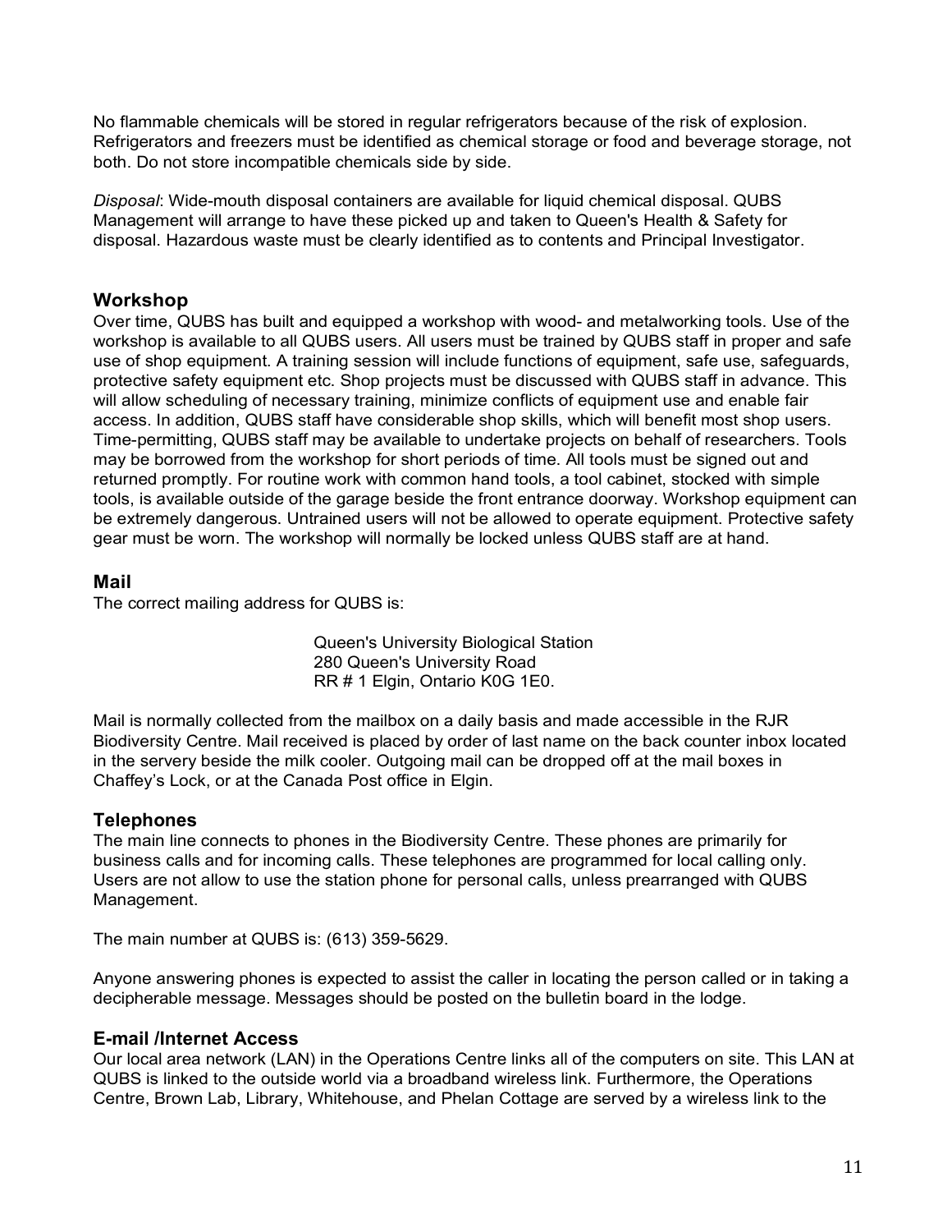No flammable chemicals will be stored in regular refrigerators because of the risk of explosion. Refrigerators and freezers must be identified as chemical storage or food and beverage storage, not both. Do not store incompatible chemicals side by side.

*Disposal*: Wide-mouth disposal containers are available for liquid chemical disposal. QUBS Management will arrange to have these picked up and taken to Queen's Health & Safety for disposal. Hazardous waste must be clearly identified as to contents and Principal Investigator.

## Workshop

Over time, QUBS has built and equipped a workshop with wood- and metalworking tools. Use of the workshop is available to all QUBS users. All users must be trained by QUBS staff in proper and safe use of shop equipment. A training session will include functions of equipment, safe use, safeguards, protective safety equipment etc. Shop projects must be discussed with QUBS staff in advance. This will allow scheduling of necessary training, minimize conflicts of equipment use and enable fair access. In addition, QUBS staff have considerable shop skills, which will benefit most shop users. Time-permitting, QUBS staff may be available to undertake projects on behalf of researchers. Tools may be borrowed from the workshop for short periods of time. All tools must be signed out and returned promptly. For routine work with common hand tools, a tool cabinet, stocked with simple tools, is available outside of the garage beside the front entrance doorway. Workshop equipment can be extremely dangerous. Untrained users will not be allowed to operate equipment. Protective safety gear must be worn. The workshop will normally be locked unless QUBS staff are at hand.

## Mail

The correct mailing address for QUBS is:

Queen's University Biological Station
280 Queen's University Road
RR # 1 Elgin, Ontario K0G 1E0.

Mail is normally collected from the mailbox on a daily basis and made accessible in the RJR Biodiversity Centre. Mail received is placed by order of last name on the back counter inbox located in the servery beside the milk cooler. Outgoing mail can be dropped off at the mail boxes in Chaffey's Lock, or at the Canada Post office in Elgin.

## Telephones

The main line connects to phones in the Biodiversity Centre. These phones are primarily for business calls and for incoming calls. These telephones are programmed for local calling only. Users are not allow to use the station phone for personal calls, unless prearranged with QUBS Management.

The main number at QUBS is: (613) 359-5629.

Anyone answering phones is expected to assist the caller in locating the person called or in taking a decipherable message. Messages should be posted on the bulletin board in the lodge.

## E-mail /Internet Access

Our local area network (LAN) in the Operations Centre links all of the computers on site. This LAN at QUBS is linked to the outside world via a broadband wireless link. Furthermore, the Operations Centre, Brown Lab, Library, Whitehouse, and Phelan Cottage are served by a wireless link to the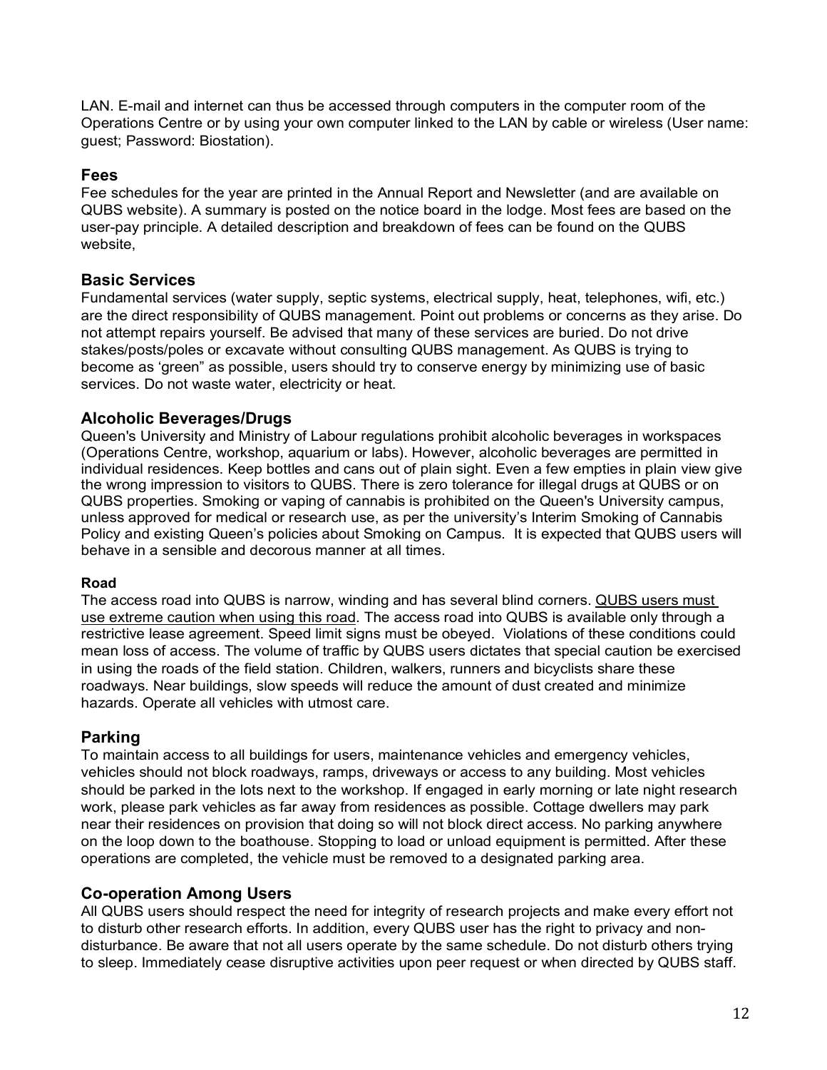LAN. E-mail and internet can thus be accessed through computers in the computer room of the Operations Centre or by using your own computer linked to the LAN by cable or wireless (User name: guest; Password: Biostation).

## Fees

Fee schedules for the year are printed in the Annual Report and Newsletter (and are available on QUBS website). A summary is posted on the notice board in the lodge. Most fees are based on the user-pay principle. A detailed description and breakdown of fees can be found on the QUBS website,

## Basic Services

Fundamental services (water supply, septic systems, electrical supply, heat, telephones, wifi, etc.) are the direct responsibility of QUBS management. Point out problems or concerns as they arise. Do not attempt repairs yourself. Be advised that many of these services are buried. Do not drive stakes/posts/poles or excavate without consulting QUBS management. As QUBS is trying to become as 'green" as possible, users should try to conserve energy by minimizing use of basic services. Do not waste water, electricity or heat.

## Alcoholic Beverages/Drugs

Queen's University and Ministry of Labour regulations prohibit alcoholic beverages in workspaces (Operations Centre, workshop, aquarium or labs). However, alcoholic beverages are permitted in individual residences. Keep bottles and cans out of plain sight. Even a few empties in plain view give the wrong impression to visitors to QUBS. There is zero tolerance for illegal drugs at QUBS or on QUBS properties. Smoking or vaping of cannabis is prohibited on the Queen's University campus, unless approved for medical or research use, as per the university's Interim Smoking of Cannabis Policy and existing Queen's policies about Smoking on Campus. It is expected that QUBS users will behave in a sensible and decorous manner at all times.

### Road

The access road into QUBS is narrow, winding and has several blind corners. <u>QUBS users must use extreme caution when using this road</u>. The access road into QUBS is available only through a restrictive lease agreement. Speed limit signs must be obeyed. Violations of these conditions could mean loss of access. The volume of traffic by QUBS users dictates that special caution be exercised in using the roads of the field station. Children, walkers, runners and bicyclists share these roadways. Near buildings, slow speeds will reduce the amount of dust created and minimize hazards. Operate all vehicles with utmost care.

## Parking

To maintain access to all buildings for users, maintenance vehicles and emergency vehicles, vehicles should not block roadways, ramps, driveways or access to any building. Most vehicles should be parked in the lots next to the workshop. If engaged in early morning or late night research work, please park vehicles as far away from residences as possible. Cottage dwellers may park near their residences on provision that doing so will not block direct access. No parking anywhere on the loop down to the boathouse. Stopping to load or unload equipment is permitted. After these operations are completed, the vehicle must be removed to a designated parking area.

## Co-operation Among Users

All QUBS users should respect the need for integrity of research projects and make every effort not to disturb other research efforts. In addition, every QUBS user has the right to privacy and non-disturbance. Be aware that not all users operate by the same schedule. Do not disturb others trying to sleep. Immediately cease disruptive activities upon peer request or when directed by QUBS staff.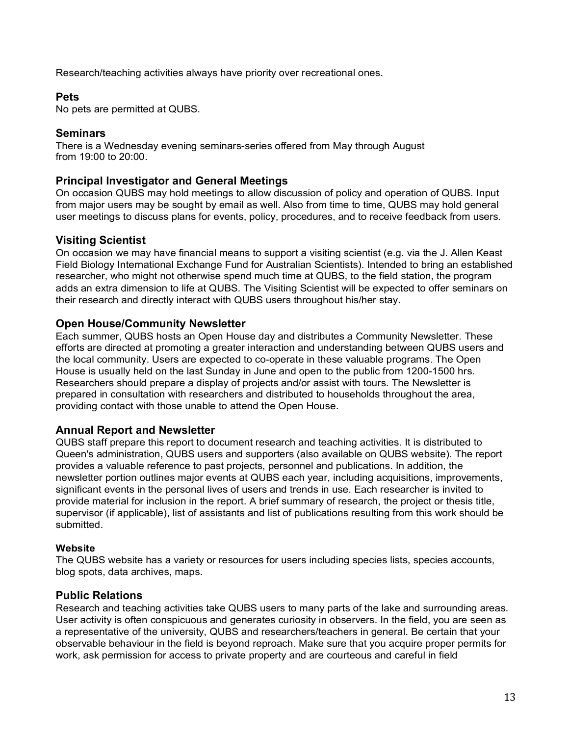Research/teaching activities always have priority over recreational ones.

## Pets

No pets are permitted at QUBS.

## Seminars

There is a Wednesday evening seminars-series offered from May through August from 19:00 to 20:00.

## Principal Investigator and General Meetings

On occasion QUBS may hold meetings to allow discussion of policy and operation of QUBS. Input from major users may be sought by email as well. Also from time to time, QUBS may hold general user meetings to discuss plans for events, policy, procedures, and to receive feedback from users.

## Visiting Scientist

On occasion we may have financial means to support a visiting scientist (e.g. via the J. Allen Keast Field Biology International Exchange Fund for Australian Scientists). Intended to bring an established researcher, who might not otherwise spend much time at QUBS, to the field station, the program adds an extra dimension to life at QUBS. The Visiting Scientist will be expected to offer seminars on their research and directly interact with QUBS users throughout his/her stay.

## Open House/Community Newsletter

Each summer, QUBS hosts an Open House day and distributes a Community Newsletter. These efforts are directed at promoting a greater interaction and understanding between QUBS users and the local community. Users are expected to co-operate in these valuable programs. The Open House is usually held on the last Sunday in June and open to the public from 1200-1500 hrs. Researchers should prepare a display of projects and/or assist with tours. The Newsletter is prepared in consultation with researchers and distributed to households throughout the area, providing contact with those unable to attend the Open House.

## Annual Report and Newsletter

QUBS staff prepare this report to document research and teaching activities. It is distributed to Queen's administration, QUBS users and supporters (also available on QUBS website). The report provides a valuable reference to past projects, personnel and publications. In addition, the newsletter portion outlines major events at QUBS each year, including acquisitions, improvements, significant events in the personal lives of users and trends in use. Each researcher is invited to provide material for inclusion in the report. A brief summary of research, the project or thesis title, supervisor (if applicable), list of assistants and list of publications resulting from this work should be submitted.

### Website

The QUBS website has a variety or resources for users including species lists, species accounts, blog spots, data archives, maps.

## Public Relations

Research and teaching activities take QUBS users to many parts of the lake and surrounding areas. User activity is often conspicuous and generates curiosity in observers. In the field, you are seen as a representative of the university, QUBS and researchers/teachers in general. Be certain that your observable behaviour in the field is beyond reproach. Make sure that you acquire proper permits for work, ask permission for access to private property and are courteous and careful in field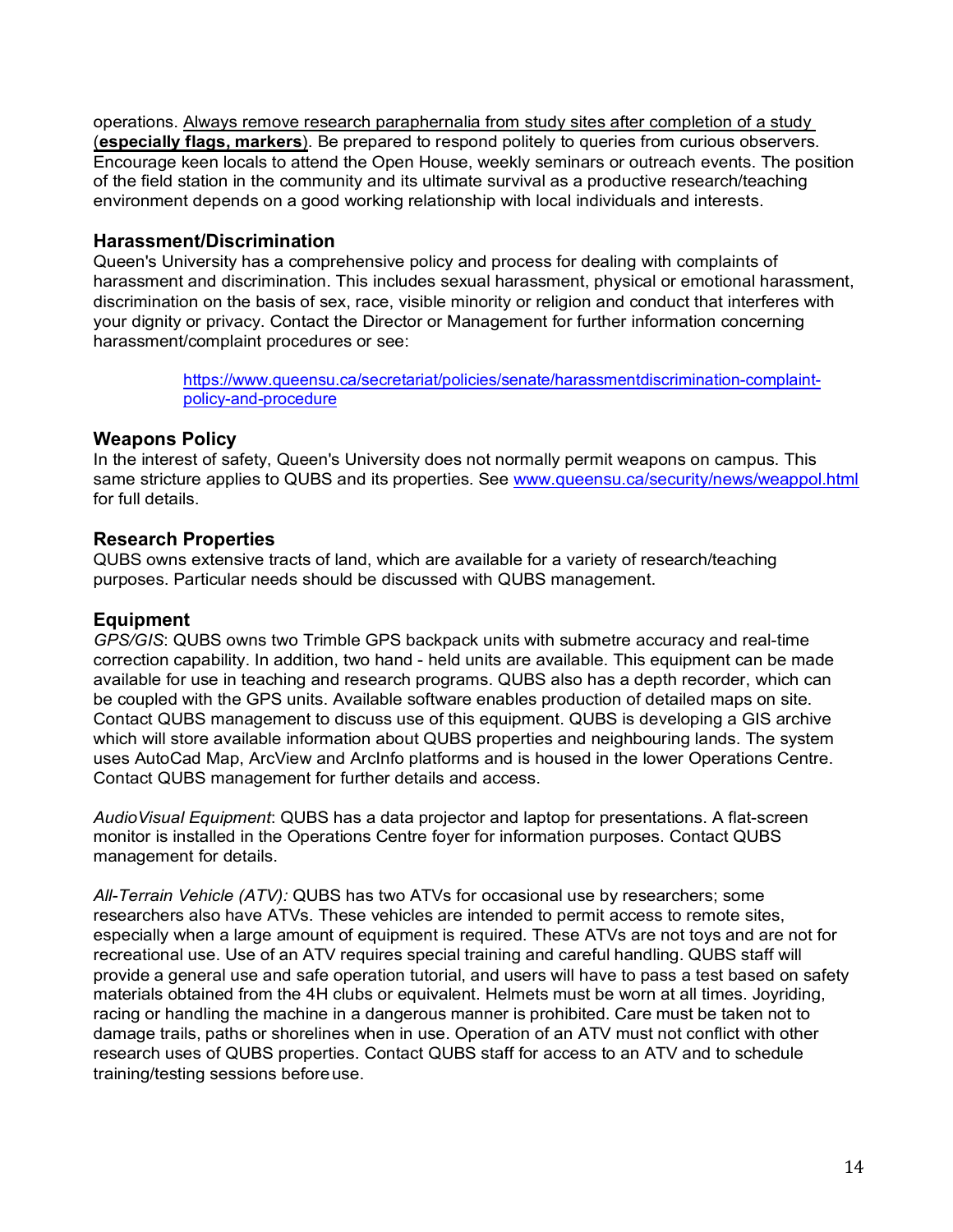operations. Always remove research paraphernalia from study sites after completion of a study (**especially flags, markers**). Be prepared to respond politely to queries from curious observers. Encourage keen locals to attend the Open House, weekly seminars or outreach events. The position of the field station in the community and its ultimate survival as a productive research/teaching environment depends on a good working relationship with local individuals and interests.

## Harassment/Discrimination

Queen's University has a comprehensive policy and process for dealing with complaints of harassment and discrimination. This includes sexual harassment, physical or emotional harassment, discrimination on the basis of sex, race, visible minority or religion and conduct that interferes with your dignity or privacy. Contact the Director or Management for further information concerning harassment/complaint procedures or see:

> https://www.queensu.ca/secretariat/policies/senate/harassmentdiscrimination-complaint-policy-and-procedure

## Weapons Policy

In the interest of safety, Queen's University does not normally permit weapons on campus. This same stricture applies to QUBS and its properties. See www.queensu.ca/security/news/weappol.html for full details.

## Research Properties

QUBS owns extensive tracts of land, which are available for a variety of research/teaching purposes. Particular needs should be discussed with QUBS management.

## Equipment

*GPS/GIS*: QUBS owns two Trimble GPS backpack units with submetre accuracy and real-time correction capability. In addition, two hand - held units are available. This equipment can be made available for use in teaching and research programs. QUBS also has a depth recorder, which can be coupled with the GPS units. Available software enables production of detailed maps on site. Contact QUBS management to discuss use of this equipment. QUBS is developing a GIS archive which will store available information about QUBS properties and neighbouring lands. The system uses AutoCad Map, ArcView and ArcInfo platforms and is housed in the lower Operations Centre. Contact QUBS management for further details and access.

*AudioVisual Equipment*: QUBS has a data projector and laptop for presentations. A flat-screen monitor is installed in the Operations Centre foyer for information purposes. Contact QUBS management for details.

*All-Terrain Vehicle (ATV):* QUBS has two ATVs for occasional use by researchers; some researchers also have ATVs. These vehicles are intended to permit access to remote sites, especially when a large amount of equipment is required. These ATVs are not toys and are not for recreational use. Use of an ATV requires special training and careful handling. QUBS staff will provide a general use and safe operation tutorial, and users will have to pass a test based on safety materials obtained from the 4H clubs or equivalent. Helmets must be worn at all times. Joyriding, racing or handling the machine in a dangerous manner is prohibited. Care must be taken not to damage trails, paths or shorelines when in use. Operation of an ATV must not conflict with other research uses of QUBS properties. Contact QUBS staff for access to an ATV and to schedule training/testing sessions before use.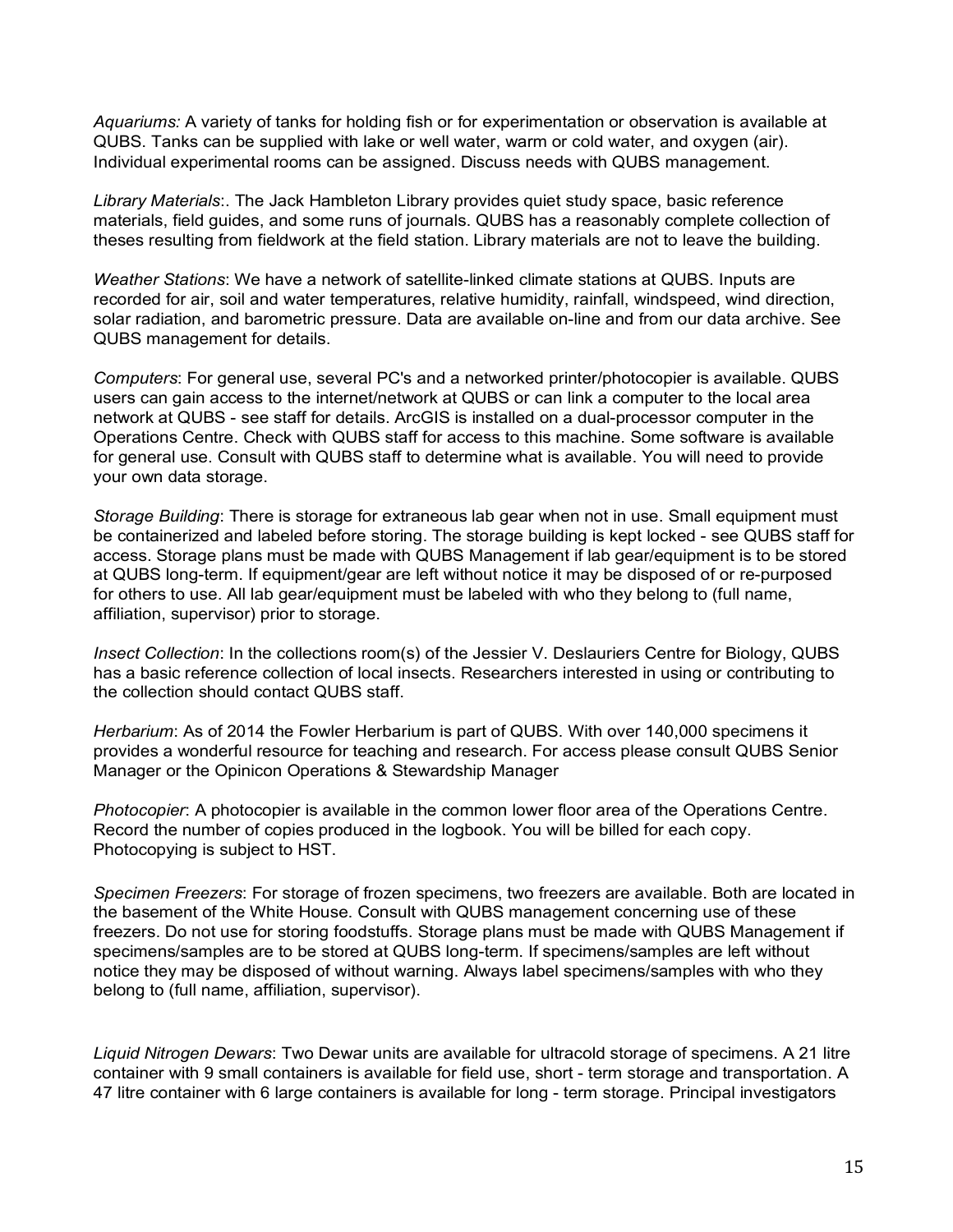*Aquariums:* A variety of tanks for holding fish or for experimentation or observation is available at QUBS. Tanks can be supplied with lake or well water, warm or cold water, and oxygen (air). Individual experimental rooms can be assigned. Discuss needs with QUBS management.

*Library Materials*:. The Jack Hambleton Library provides quiet study space, basic reference materials, field guides, and some runs of journals. QUBS has a reasonably complete collection of theses resulting from fieldwork at the field station. Library materials are not to leave the building.

*Weather Stations*: We have a network of satellite-linked climate stations at QUBS. Inputs are recorded for air, soil and water temperatures, relative humidity, rainfall, windspeed, wind direction, solar radiation, and barometric pressure. Data are available on-line and from our data archive. See QUBS management for details.

*Computers*: For general use, several PC's and a networked printer/photocopier is available. QUBS users can gain access to the internet/network at QUBS or can link a computer to the local area network at QUBS - see staff for details. ArcGIS is installed on a dual-processor computer in the Operations Centre. Check with QUBS staff for access to this machine. Some software is available for general use. Consult with QUBS staff to determine what is available. You will need to provide your own data storage.

*Storage Building*: There is storage for extraneous lab gear when not in use. Small equipment must be containerized and labeled before storing. The storage building is kept locked - see QUBS staff for access. Storage plans must be made with QUBS Management if lab gear/equipment is to be stored at QUBS long-term. If equipment/gear are left without notice it may be disposed of or re-purposed for others to use. All lab gear/equipment must be labeled with who they belong to (full name, affiliation, supervisor) prior to storage.

*Insect Collection*: In the collections room(s) of the Jessier V. Deslauriers Centre for Biology, QUBS has a basic reference collection of local insects. Researchers interested in using or contributing to the collection should contact QUBS staff.

*Herbarium*: As of 2014 the Fowler Herbarium is part of QUBS. With over 140,000 specimens it provides a wonderful resource for teaching and research. For access please consult QUBS Senior Manager or the Opinicon Operations & Stewardship Manager

*Photocopier*: A photocopier is available in the common lower floor area of the Operations Centre. Record the number of copies produced in the logbook. You will be billed for each copy. Photocopying is subject to HST.

*Specimen Freezers*: For storage of frozen specimens, two freezers are available. Both are located in the basement of the White House. Consult with QUBS management concerning use of these freezers. Do not use for storing foodstuffs. Storage plans must be made with QUBS Management if specimens/samples are to be stored at QUBS long-term. If specimens/samples are left without notice they may be disposed of without warning. Always label specimens/samples with who they belong to (full name, affiliation, supervisor).

*Liquid Nitrogen Dewars*: Two Dewar units are available for ultracold storage of specimens. A 21 litre container with 9 small containers is available for field use, short - term storage and transportation. A 47 litre container with 6 large containers is available for long - term storage. Principal investigators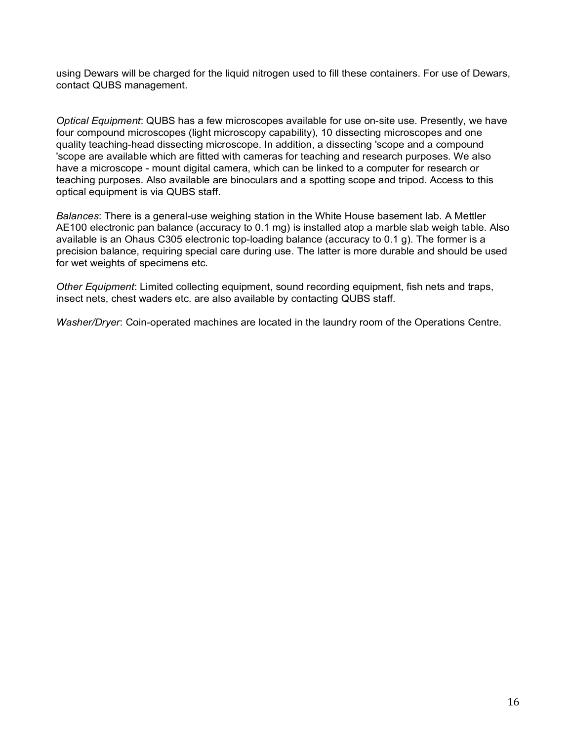using Dewars will be charged for the liquid nitrogen used to fill these containers. For use of Dewars, contact QUBS management.

*Optical Equipment*: QUBS has a few microscopes available for use on-site use. Presently, we have four compound microscopes (light microscopy capability), 10 dissecting microscopes and one quality teaching-head dissecting microscope. In addition, a dissecting 'scope and a compound 'scope are available which are fitted with cameras for teaching and research purposes. We also have a microscope - mount digital camera, which can be linked to a computer for research or teaching purposes. Also available are binoculars and a spotting scope and tripod. Access to this optical equipment is via QUBS staff.

*Balances*: There is a general-use weighing station in the White House basement lab. A Mettler AE100 electronic pan balance (accuracy to 0.1 mg) is installed atop a marble slab weigh table. Also available is an Ohaus C305 electronic top-loading balance (accuracy to 0.1 g). The former is a precision balance, requiring special care during use. The latter is more durable and should be used for wet weights of specimens etc.

*Other Equipment*: Limited collecting equipment, sound recording equipment, fish nets and traps, insect nets, chest waders etc. are also available by contacting QUBS staff.

*Washer/Dryer*: Coin-operated machines are located in the laundry room of the Operations Centre.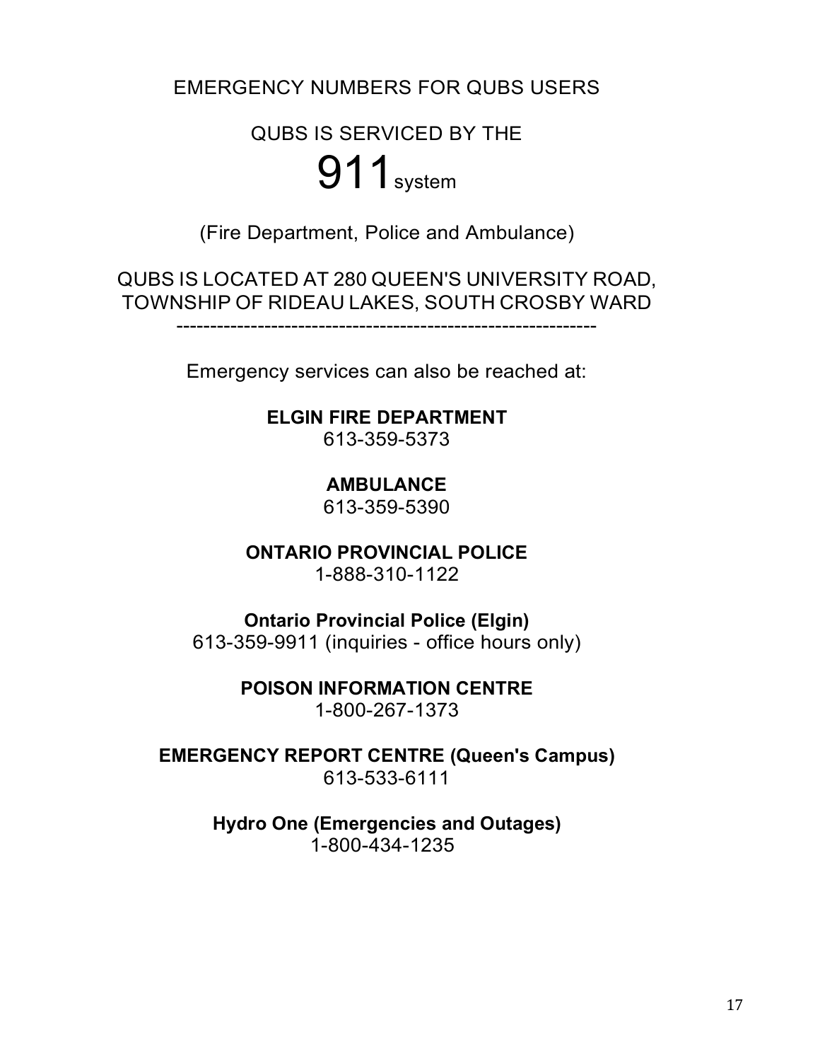EMERGENCY NUMBERS FOR QUBS USERS

QUBS IS SERVICED BY THE

# 911 system

(Fire Department, Police and Ambulance)

QUBS IS LOCATED AT 280 QUEEN'S UNIVERSITY ROAD, TOWNSHIP OF RIDEAU LAKES, SOUTH CROSBY WARD

---

Emergency services can also be reached at:

**ELGIN FIRE DEPARTMENT**
613-359-5373

**AMBULANCE**
613-359-5390

**ONTARIO PROVINCIAL POLICE**
1-888-310-1122

**Ontario Provincial Police (Elgin)**
613-359-9911 (inquiries - office hours only)

**POISON INFORMATION CENTRE**
1-800-267-1373

**EMERGENCY REPORT CENTRE (Queen's Campus)**
613-533-6111

**Hydro One (Emergencies and Outages)**
1-800-434-1235